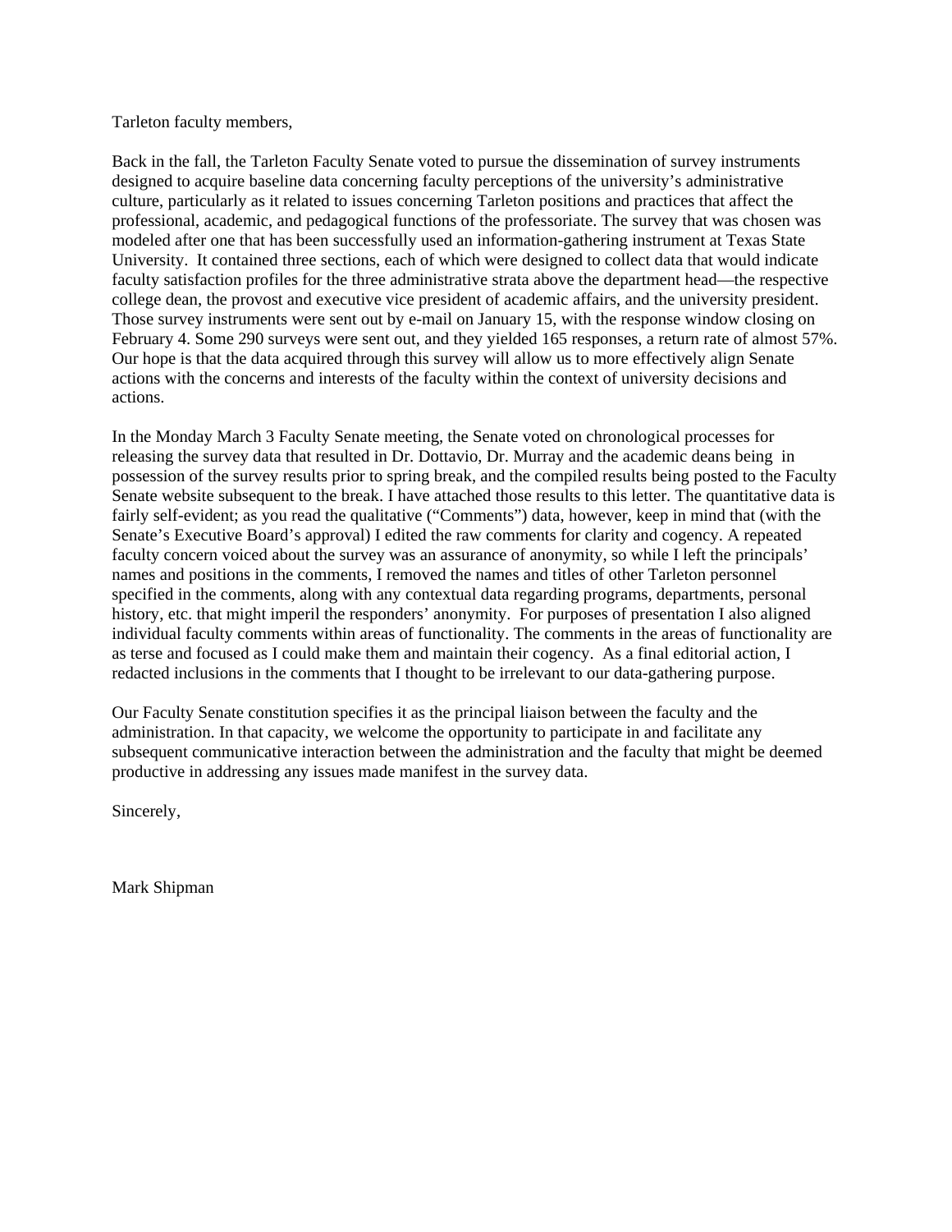Tarleton faculty members,

Back in the fall, the Tarleton Faculty Senate voted to pursue the dissemination of survey instruments designed to acquire baseline data concerning faculty perceptions of the university's administrative culture, particularly as it related to issues concerning Tarleton positions and practices that affect the professional, academic, and pedagogical functions of the professoriate. The survey that was chosen was modeled after one that has been successfully used an information-gathering instrument at Texas State University. It contained three sections, each of which were designed to collect data that would indicate faculty satisfaction profiles for the three administrative strata above the department head—the respective college dean, the provost and executive vice president of academic affairs, and the university president. Those survey instruments were sent out by e-mail on January 15, with the response window closing on February 4. Some 290 surveys were sent out, and they yielded 165 responses, a return rate of almost 57%. Our hope is that the data acquired through this survey will allow us to more effectively align Senate actions with the concerns and interests of the faculty within the context of university decisions and actions.

In the Monday March 3 Faculty Senate meeting, the Senate voted on chronological processes for releasing the survey data that resulted in Dr. Dottavio, Dr. Murray and the academic deans being in possession of the survey results prior to spring break, and the compiled results being posted to the Faculty Senate website subsequent to the break. I have attached those results to this letter. The quantitative data is fairly self-evident; as you read the qualitative ("Comments") data, however, keep in mind that (with the Senate's Executive Board's approval) I edited the raw comments for clarity and cogency. A repeated faculty concern voiced about the survey was an assurance of anonymity, so while I left the principals' names and positions in the comments, I removed the names and titles of other Tarleton personnel specified in the comments, along with any contextual data regarding programs, departments, personal history, etc. that might imperil the responders' anonymity. For purposes of presentation I also aligned individual faculty comments within areas of functionality. The comments in the areas of functionality are as terse and focused as I could make them and maintain their cogency. As a final editorial action, I redacted inclusions in the comments that I thought to be irrelevant to our data-gathering purpose.

Our Faculty Senate constitution specifies it as the principal liaison between the faculty and the administration. In that capacity, we welcome the opportunity to participate in and facilitate any subsequent communicative interaction between the administration and the faculty that might be deemed productive in addressing any issues made manifest in the survey data.

Sincerely,

Mark Shipman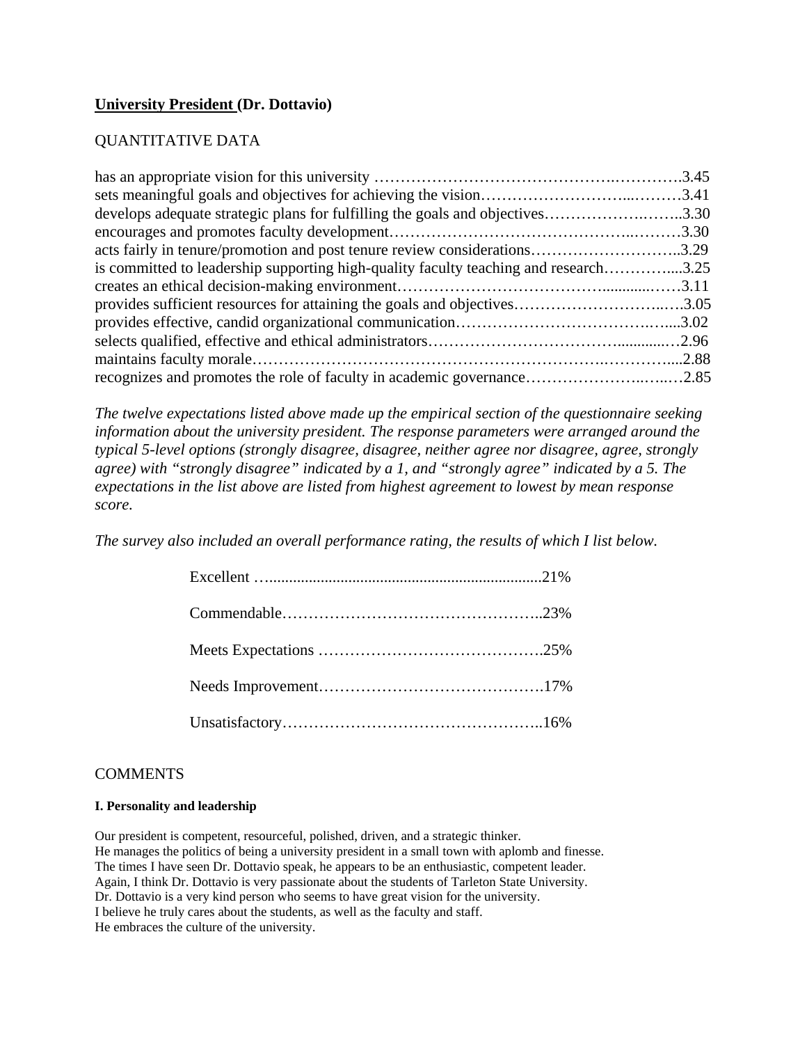**<u>University President</u> (Dr. Dottavio)**

QUANTITATIVE DATA

| Expectation | Mean |
| --- | --- |
| has an appropriate vision for this university | 3.45 |
| sets meaningful goals and objectives for achieving the vision | 3.41 |
| develops adequate strategic plans for fulfilling the goals and objectives | 3.30 |
| encourages and promotes faculty development | 3.30 |
| acts fairly in tenure/promotion and post tenure review considerations | 3.29 |
| is committed to leadership supporting high-quality faculty teaching and research | 3.25 |
| creates an ethical decision-making environment | 3.11 |
| provides sufficient resources for attaining the goals and objectives | 3.05 |
| provides effective, candid organizational communication | 3.02 |
| selects qualified, effective and ethical administrators | 2.96 |
| maintains faculty morale | 2.88 |
| recognizes and promotes the role of faculty in academic governance | 2.85 |

*The twelve expectations listed above made up the empirical section of the questionnaire seeking information about the university president. The response parameters were arranged around the typical 5-level options (strongly disagree, disagree, neither agree nor disagree, agree, strongly agree) with "strongly disagree" indicated by a 1, and "strongly agree" indicated by a 5. The expectations in the list above are listed from highest agreement to lowest by mean response score.*

*The survey also included an overall performance rating, the results of which I list below.*

| Rating | Percent |
| --- | --- |
| Excellent | 21% |
| Commendable | 23% |
| Meets Expectations | 25% |
| Needs Improvement | 17% |
| Unsatisfactory | 16% |

COMMENTS

**I. Personality and leadership**

Our president is competent, resourceful, polished, driven, and a strategic thinker.
He manages the politics of being a university president in a small town with aplomb and finesse.
The times I have seen Dr. Dottavio speak, he appears to be an enthusiastic, competent leader.
Again, I think Dr. Dottavio is very passionate about the students of Tarleton State University.
Dr. Dottavio is a very kind person who seems to have great vision for the university.
I believe he truly cares about the students, as well as the faculty and staff.
He embraces the culture of the university.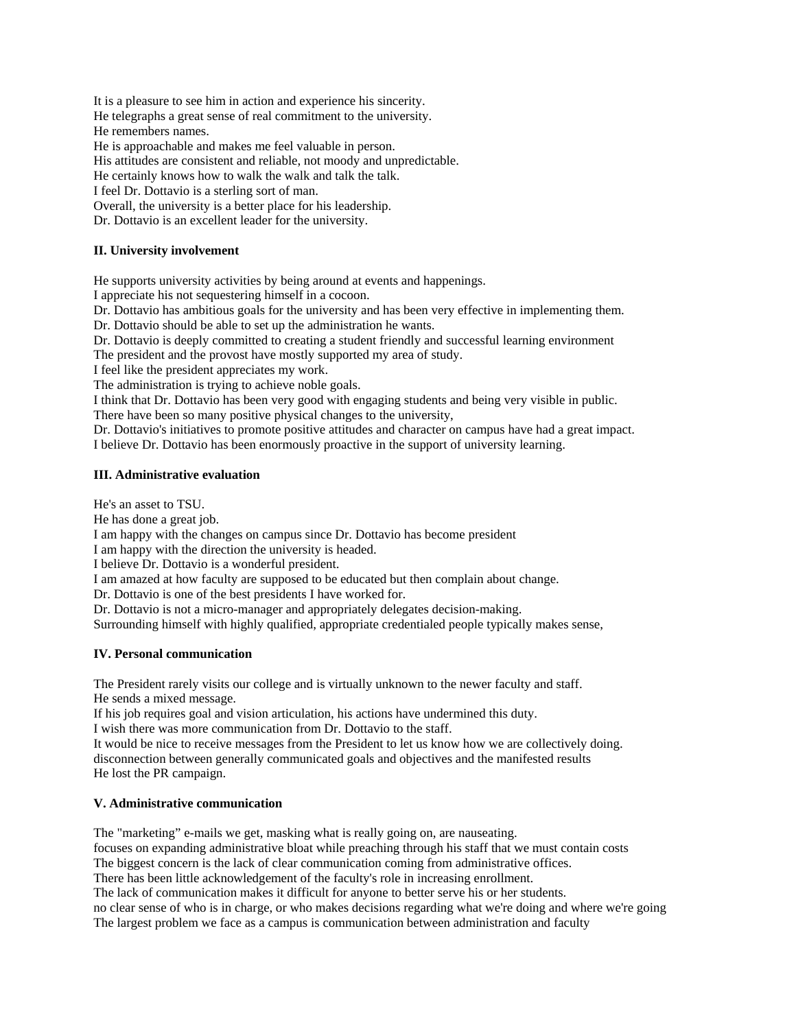It is a pleasure to see him in action and experience his sincerity.
He telegraphs a great sense of real commitment to the university.
He remembers names.
He is approachable and makes me feel valuable in person.
His attitudes are consistent and reliable, not moody and unpredictable.
He certainly knows how to walk the walk and talk the talk.
I feel Dr. Dottavio is a sterling sort of man.
Overall, the university is a better place for his leadership.
Dr. Dottavio is an excellent leader for the university.

**II. University involvement**

He supports university activities by being around at events and happenings.
I appreciate his not sequestering himself in a cocoon.
Dr. Dottavio has ambitious goals for the university and has been very effective in implementing them.
Dr. Dottavio should be able to set up the administration he wants.
Dr. Dottavio is deeply committed to creating a student friendly and successful learning environment
The president and the provost have mostly supported my area of study.
I feel like the president appreciates my work.
The administration is trying to achieve noble goals.
I think that Dr. Dottavio has been very good with engaging students and being very visible in public.
There have been so many positive physical changes to the university,
Dr. Dottavio's initiatives to promote positive attitudes and character on campus have had a great impact.
I believe Dr. Dottavio has been enormously proactive in the support of university learning.

**III. Administrative evaluation**

He's an asset to TSU.
He has done a great job.
I am happy with the changes on campus since Dr. Dottavio has become president
I am happy with the direction the university is headed.
I believe Dr. Dottavio is a wonderful president.
I am amazed at how faculty are supposed to be educated but then complain about change.
Dr. Dottavio is one of the best presidents I have worked for.
Dr. Dottavio is not a micro-manager and appropriately delegates decision-making.
Surrounding himself with highly qualified, appropriate credentialed people typically makes sense,

**IV. Personal communication**

The President rarely visits our college and is virtually unknown to the newer faculty and staff.
He sends a mixed message.
If his job requires goal and vision articulation, his actions have undermined this duty.
I wish there was more communication from Dr. Dottavio to the staff.
It would be nice to receive messages from the President to let us know how we are collectively doing.
disconnection between generally communicated goals and objectives and the manifested results
He lost the PR campaign.

**V. Administrative communication**

The "marketing" e-mails we get, masking what is really going on, are nauseating.
focuses on expanding administrative bloat while preaching through his staff that we must contain costs
The biggest concern is the lack of clear communication coming from administrative offices.
There has been little acknowledgement of the faculty's role in increasing enrollment.
The lack of communication makes it difficult for anyone to better serve his or her students.
no clear sense of who is in charge, or who makes decisions regarding what we're doing and where we're going
The largest problem we face as a campus is communication between administration and faculty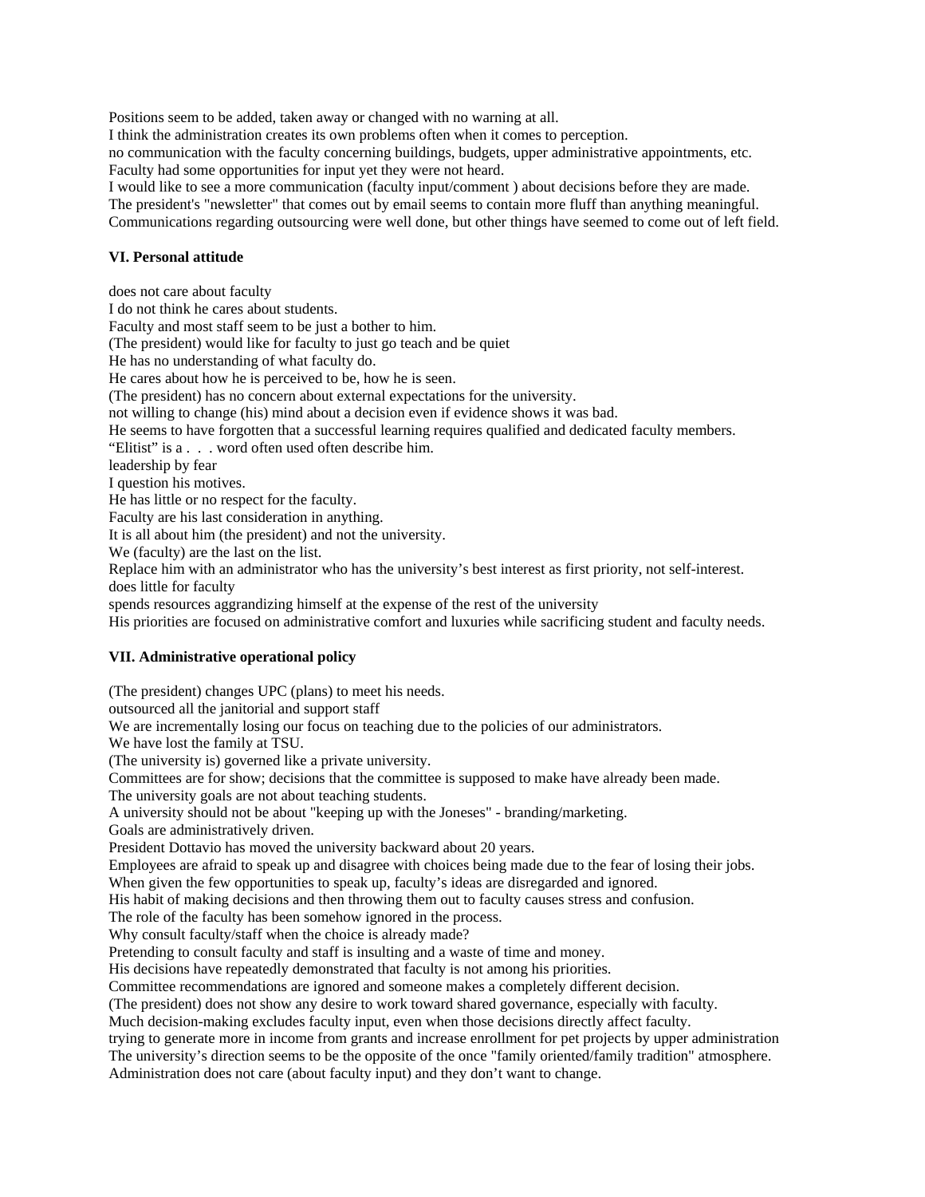Positions seem to be added, taken away or changed with no warning at all.
I think the administration creates its own problems often when it comes to perception.
no communication with the faculty concerning buildings, budgets, upper administrative appointments, etc.
Faculty had some opportunities for input yet they were not heard.
I would like to see a more communication (faculty input/comment ) about decisions before they are made.
The president's "newsletter" that comes out by email seems to contain more fluff than anything meaningful.
Communications regarding outsourcing were well done, but other things have seemed to come out of left field.

### VI. Personal attitude

does not care about faculty
I do not think he cares about students.
Faculty and most staff seem to be just a bother to him.
(The president) would like for faculty to just go teach and be quiet
He has no understanding of what faculty do.
He cares about how he is perceived to be, how he is seen.
(The president) has no concern about external expectations for the university.
not willing to change (his) mind about a decision even if evidence shows it was bad.
He seems to have forgotten that a successful learning requires qualified and dedicated faculty members.
"Elitist" is a . . . word often used often describe him.
leadership by fear
I question his motives.
He has little or no respect for the faculty.
Faculty are his last consideration in anything.
It is all about him (the president) and not the university.
We (faculty) are the last on the list.
Replace him with an administrator who has the university's best interest as first priority, not self-interest.
does little for faculty
spends resources aggrandizing himself at the expense of the rest of the university
His priorities are focused on administrative comfort and luxuries while sacrificing student and faculty needs.

### VII. Administrative operational policy

(The president) changes UPC (plans) to meet his needs.
outsourced all the janitorial and support staff
We are incrementally losing our focus on teaching due to the policies of our administrators.
We have lost the family at TSU.
(The university is) governed like a private university.
Committees are for show; decisions that the committee is supposed to make have already been made.
The university goals are not about teaching students.
A university should not be about "keeping up with the Joneses" - branding/marketing.
Goals are administratively driven.
President Dottavio has moved the university backward about 20 years.
Employees are afraid to speak up and disagree with choices being made due to the fear of losing their jobs.
When given the few opportunities to speak up, faculty's ideas are disregarded and ignored.
His habit of making decisions and then throwing them out to faculty causes stress and confusion.
The role of the faculty has been somehow ignored in the process.
Why consult faculty/staff when the choice is already made?
Pretending to consult faculty and staff is insulting and a waste of time and money.
His decisions have repeatedly demonstrated that faculty is not among his priorities.
Committee recommendations are ignored and someone makes a completely different decision.
(The president) does not show any desire to work toward shared governance, especially with faculty.
Much decision-making excludes faculty input, even when those decisions directly affect faculty.
trying to generate more in income from grants and increase enrollment for pet projects by upper administration
The university's direction seems to be the opposite of the once "family oriented/family tradition" atmosphere.
Administration does not care (about faculty input) and they don't want to change.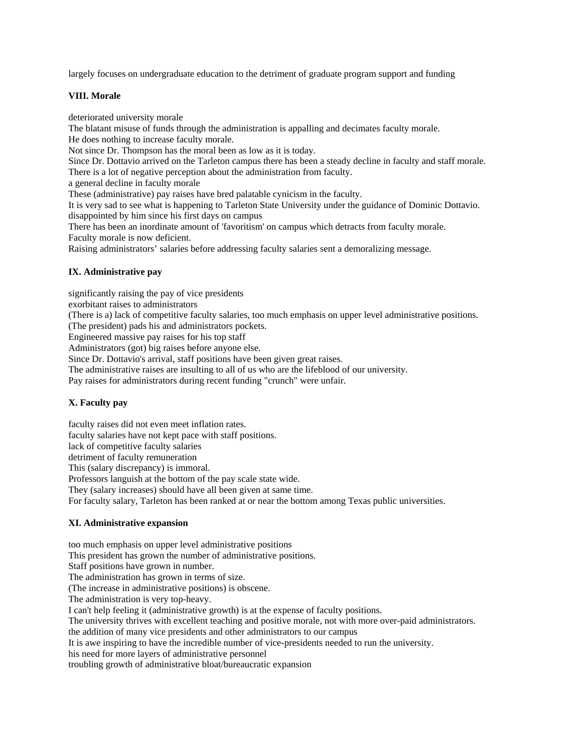largely focuses on undergraduate education to the detriment of graduate program support and funding

**VIII. Morale**

deteriorated university morale
The blatant misuse of funds through the administration is appalling and decimates faculty morale.
He does nothing to increase faculty morale.
Not since Dr. Thompson has the moral been as low as it is today.
Since Dr. Dottavio arrived on the Tarleton campus there has been a steady decline in faculty and staff morale.
There is a lot of negative perception about the administration from faculty.
a general decline in faculty morale
These (administrative) pay raises have bred palatable cynicism in the faculty.
It is very sad to see what is happening to Tarleton State University under the guidance of Dominic Dottavio.
disappointed by him since his first days on campus
There has been an inordinate amount of 'favoritism' on campus which detracts from faculty morale.
Faculty morale is now deficient.
Raising administrators' salaries before addressing faculty salaries sent a demoralizing message.

**IX. Administrative pay**

significantly raising the pay of vice presidents
exorbitant raises to administrators
(There is a) lack of competitive faculty salaries, too much emphasis on upper level administrative positions.
(The president) pads his and administrators pockets.
Engineered massive pay raises for his top staff
Administrators (got) big raises before anyone else.
Since Dr. Dottavio's arrival, staff positions have been given great raises.
The administrative raises are insulting to all of us who are the lifeblood of our university.
Pay raises for administrators during recent funding "crunch" were unfair.

**X. Faculty pay**

faculty raises did not even meet inflation rates.
faculty salaries have not kept pace with staff positions.
lack of competitive faculty salaries
detriment of faculty remuneration
This (salary discrepancy) is immoral.
Professors languish at the bottom of the pay scale state wide.
They (salary increases) should have all been given at same time.
For faculty salary, Tarleton has been ranked at or near the bottom among Texas public universities.

**XI. Administrative expansion**

too much emphasis on upper level administrative positions
This president has grown the number of administrative positions.
Staff positions have grown in number.
The administration has grown in terms of size.
(The increase in administrative positions) is obscene.
The administration is very top-heavy.
I can't help feeling it (administrative growth) is at the expense of faculty positions.
The university thrives with excellent teaching and positive morale, not with more over-paid administrators.
the addition of many vice presidents and other administrators to our campus
It is awe inspiring to have the incredible number of vice-presidents needed to run the university.
his need for more layers of administrative personnel
troubling growth of administrative bloat/bureaucratic expansion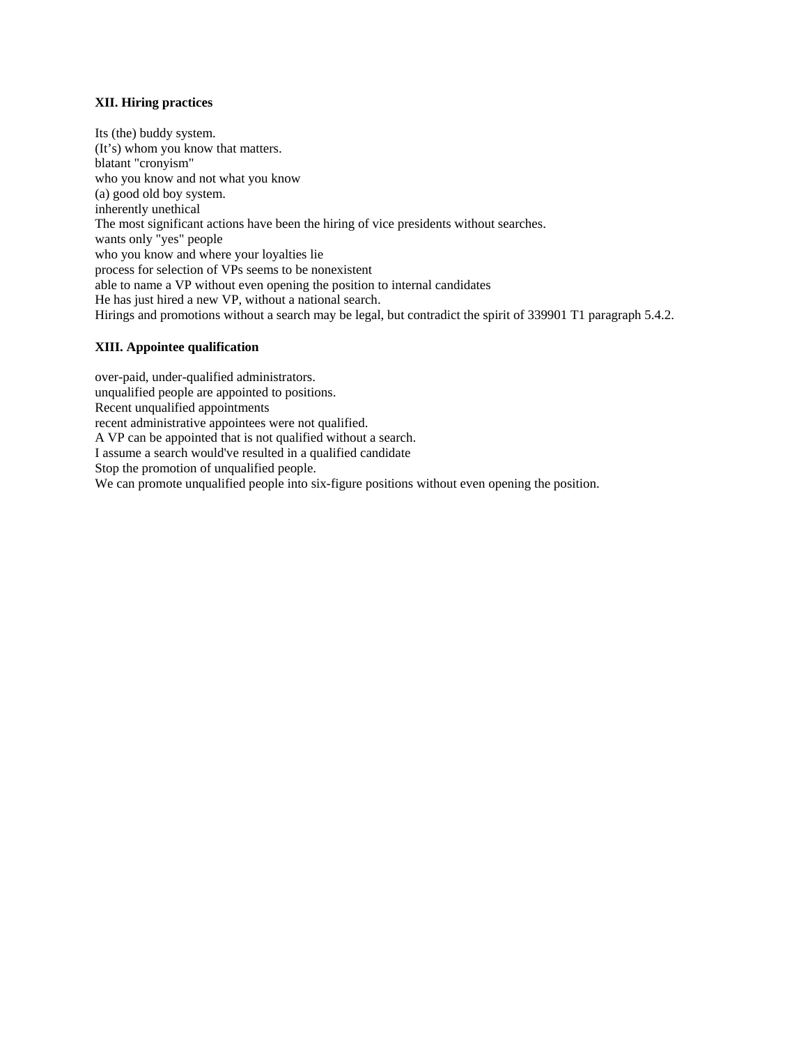### XII. Hiring practices

Its (the) buddy system.
(It's) whom you know that matters.
blatant "cronyism"
who you know and not what you know
(a) good old boy system.
inherently unethical
The most significant actions have been the hiring of vice presidents without searches.
wants only "yes" people
who you know and where your loyalties lie
process for selection of VPs seems to be nonexistent
able to name a VP without even opening the position to internal candidates
He has just hired a new VP, without a national search.
Hirings and promotions without a search may be legal, but contradict the spirit of 339901 T1 paragraph 5.4.2.

### XIII. Appointee qualification

over-paid, under-qualified administrators.
unqualified people are appointed to positions.
Recent unqualified appointments
recent administrative appointees were not qualified.
A VP can be appointed that is not qualified without a search.
I assume a search would've resulted in a qualified candidate
Stop the promotion of unqualified people.
We can promote unqualified people into six-figure positions without even opening the position.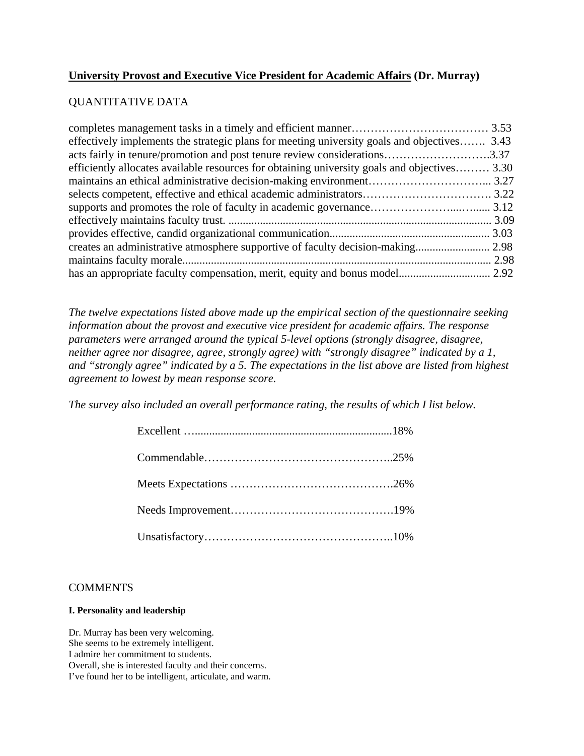**<u>University Provost and Executive Vice President for Academic Affairs</u> (Dr. Murray)**

QUANTITATIVE DATA

completes management tasks in a timely and efficient manner……………………………… 3.53
effectively implements the strategic plans for meeting university goals and objectives……. 3.43
acts fairly in tenure/promotion and post tenure review considerations……………………….3.37
efficiently allocates available resources for obtaining university goals and objectives……… 3.30
maintains an ethical administrative decision-making environment…………………………... 3.27
selects competent, effective and ethical academic administrators……………………………. 3.22
supports and promotes the role of faculty in academic governance…………………...…...... 3.12
effectively maintains faculty trust. .......................................................................................... 3.09
provides effective, candid organizational communication...................................................... 3.03
creates an administrative atmosphere supportive of faculty decision-making.......................... 2.98
maintains faculty morale.......................................................................................................... 2.98
has an appropriate faculty compensation, merit, equity and bonus model............................... 2.92

*The twelve expectations listed above made up the empirical section of the questionnaire seeking information about the provost and executive vice president for academic affairs. The response parameters were arranged around the typical 5-level options (strongly disagree, disagree, neither agree nor disagree, agree, strongly agree) with "strongly disagree" indicated by a 1, and "strongly agree" indicated by a 5. The expectations in the list above are listed from highest agreement to lowest by mean response score.*

*The survey also included an overall performance rating, the results of which I list below.*

Excellent …....................................................................18%

Commendable………………………………………..25%

Meets Expectations …………………………………….26%

Needs Improvement…………………………………….19%

Unsatisfactory…………………………………………..10%

COMMENTS

**I. Personality and leadership**

Dr. Murray has been very welcoming.
She seems to be extremely intelligent.
I admire her commitment to students.
Overall, she is interested faculty and their concerns.
I've found her to be intelligent, articulate, and warm.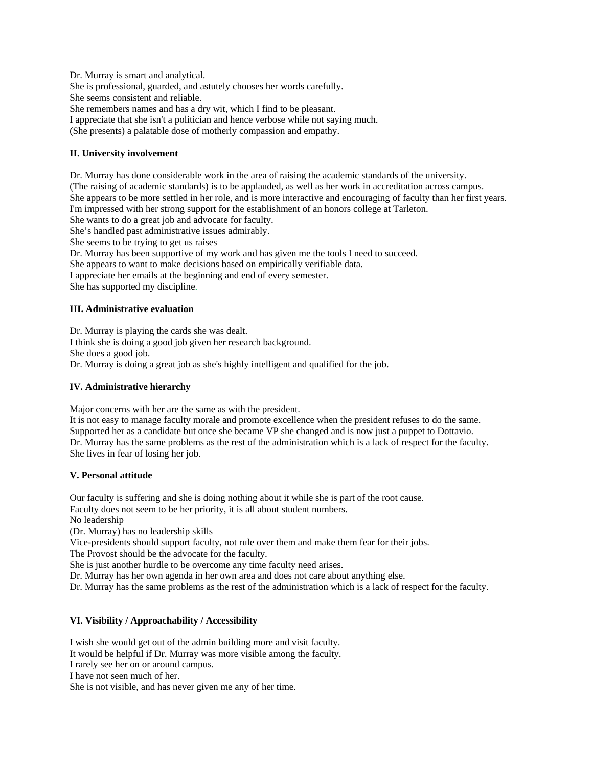Dr. Murray is smart and analytical.
She is professional, guarded, and astutely chooses her words carefully.
She seems consistent and reliable.
She remembers names and has a dry wit, which I find to be pleasant.
I appreciate that she isn't a politician and hence verbose while not saying much.
(She presents) a palatable dose of motherly compassion and empathy.

**II. University involvement**

Dr. Murray has done considerable work in the area of raising the academic standards of the university.
(The raising of academic standards) is to be applauded, as well as her work in accreditation across campus.
She appears to be more settled in her role, and is more interactive and encouraging of faculty than her first years.
I'm impressed with her strong support for the establishment of an honors college at Tarleton.
She wants to do a great job and advocate for faculty.
She's handled past administrative issues admirably.
She seems to be trying to get us raises
Dr. Murray has been supportive of my work and has given me the tools I need to succeed.
She appears to want to make decisions based on empirically verifiable data.
I appreciate her emails at the beginning and end of every semester.
She has supported my discipline.

**III. Administrative evaluation**

Dr. Murray is playing the cards she was dealt.
I think she is doing a good job given her research background.
She does a good job.
Dr. Murray is doing a great job as she's highly intelligent and qualified for the job.

**IV. Administrative hierarchy**

Major concerns with her are the same as with the president.
It is not easy to manage faculty morale and promote excellence when the president refuses to do the same.
Supported her as a candidate but once she became VP she changed and is now just a puppet to Dottavio.
Dr. Murray has the same problems as the rest of the administration which is a lack of respect for the faculty.
She lives in fear of losing her job.

**V. Personal attitude**

Our faculty is suffering and she is doing nothing about it while she is part of the root cause.
Faculty does not seem to be her priority, it is all about student numbers.
No leadership
(Dr. Murray) has no leadership skills
Vice-presidents should support faculty, not rule over them and make them fear for their jobs.
The Provost should be the advocate for the faculty.
She is just another hurdle to be overcome any time faculty need arises.
Dr. Murray has her own agenda in her own area and does not care about anything else.
Dr. Murray has the same problems as the rest of the administration which is a lack of respect for the faculty.

**VI. Visibility / Approachability / Accessibility**

I wish she would get out of the admin building more and visit faculty.
It would be helpful if Dr. Murray was more visible among the faculty.
I rarely see her on or around campus.
I have not seen much of her.
She is not visible, and has never given me any of her time.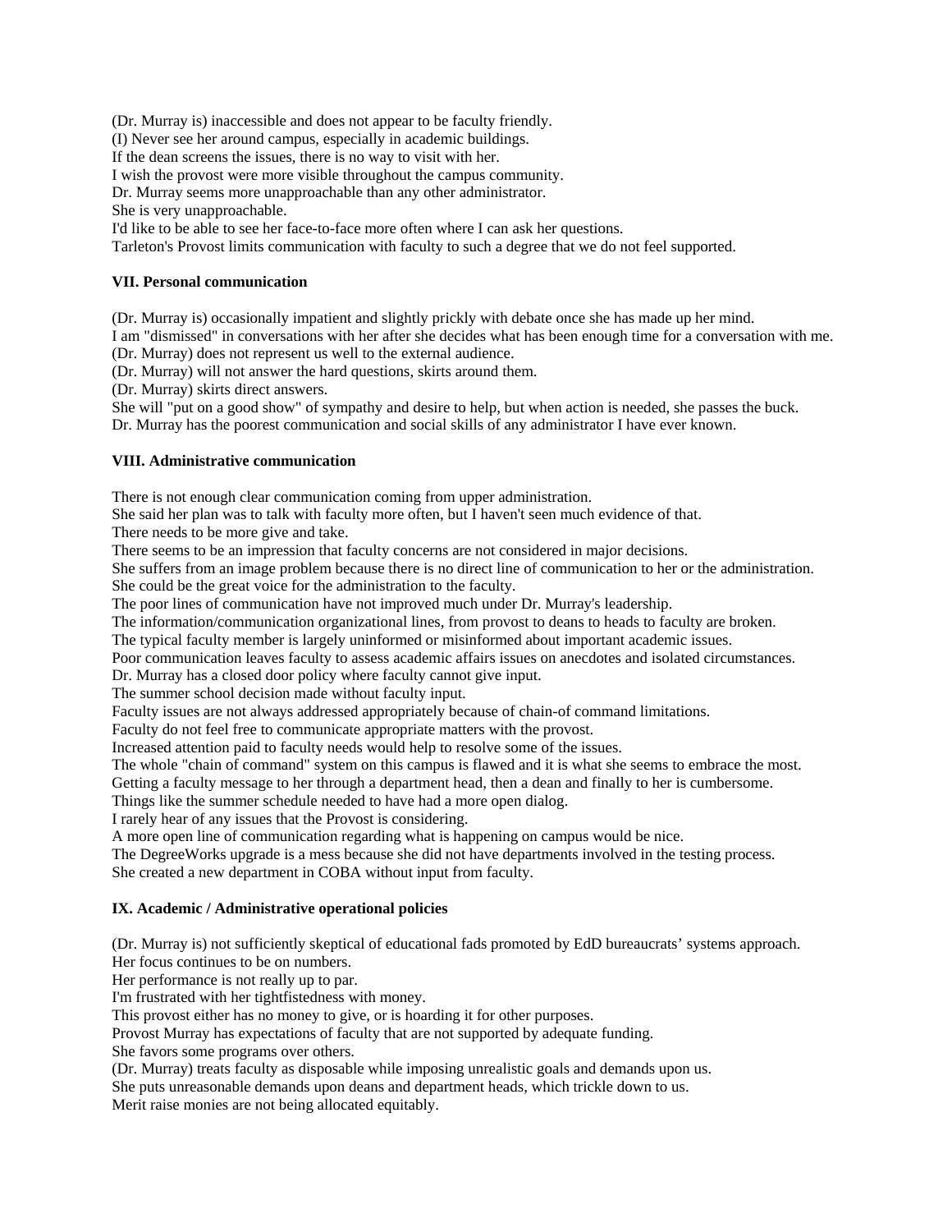(Dr. Murray is) inaccessible and does not appear to be faculty friendly.
(I) Never see her around campus, especially in academic buildings.
If the dean screens the issues, there is no way to visit with her.
I wish the provost were more visible throughout the campus community.
Dr. Murray seems more unapproachable than any other administrator.
She is very unapproachable.
I'd like to be able to see her face-to-face more often where I can ask her questions.
Tarleton's Provost limits communication with faculty to such a degree that we do not feel supported.

**VII. Personal communication**

(Dr. Murray is) occasionally impatient and slightly prickly with debate once she has made up her mind.
I am "dismissed" in conversations with her after she decides what has been enough time for a conversation with me.
(Dr. Murray) does not represent us well to the external audience.
(Dr. Murray) will not answer the hard questions, skirts around them.
(Dr. Murray) skirts direct answers.
She will "put on a good show" of sympathy and desire to help, but when action is needed, she passes the buck.
Dr. Murray has the poorest communication and social skills of any administrator I have ever known.

**VIII. Administrative communication**

There is not enough clear communication coming from upper administration.
She said her plan was to talk with faculty more often, but I haven't seen much evidence of that.
There needs to be more give and take.
There seems to be an impression that faculty concerns are not considered in major decisions.
She suffers from an image problem because there is no direct line of communication to her or the administration.
She could be the great voice for the administration to the faculty.
The poor lines of communication have not improved much under Dr. Murray's leadership.
The information/communication organizational lines, from provost to deans to heads to faculty are broken.
The typical faculty member is largely uninformed or misinformed about important academic issues.
Poor communication leaves faculty to assess academic affairs issues on anecdotes and isolated circumstances.
Dr. Murray has a closed door policy where faculty cannot give input.
The summer school decision made without faculty input.
Faculty issues are not always addressed appropriately because of chain-of command limitations.
Faculty do not feel free to communicate appropriate matters with the provost.
Increased attention paid to faculty needs would help to resolve some of the issues.
The whole "chain of command" system on this campus is flawed and it is what she seems to embrace the most.
Getting a faculty message to her through a department head, then a dean and finally to her is cumbersome.
Things like the summer schedule needed to have had a more open dialog.
I rarely hear of any issues that the Provost is considering.
A more open line of communication regarding what is happening on campus would be nice.
The DegreeWorks upgrade is a mess because she did not have departments involved in the testing process.
She created a new department in COBA without input from faculty.

**IX. Academic / Administrative operational policies**

(Dr. Murray is) not sufficiently skeptical of educational fads promoted by EdD bureaucrats' systems approach.
Her focus continues to be on numbers.
Her performance is not really up to par.
I'm frustrated with her tightfistedness with money.
This provost either has no money to give, or is hoarding it for other purposes.
Provost Murray has expectations of faculty that are not supported by adequate funding.
She favors some programs over others.
(Dr. Murray) treats faculty as disposable while imposing unrealistic goals and demands upon us.
She puts unreasonable demands upon deans and department heads, which trickle down to us.
Merit raise monies are not being allocated equitably.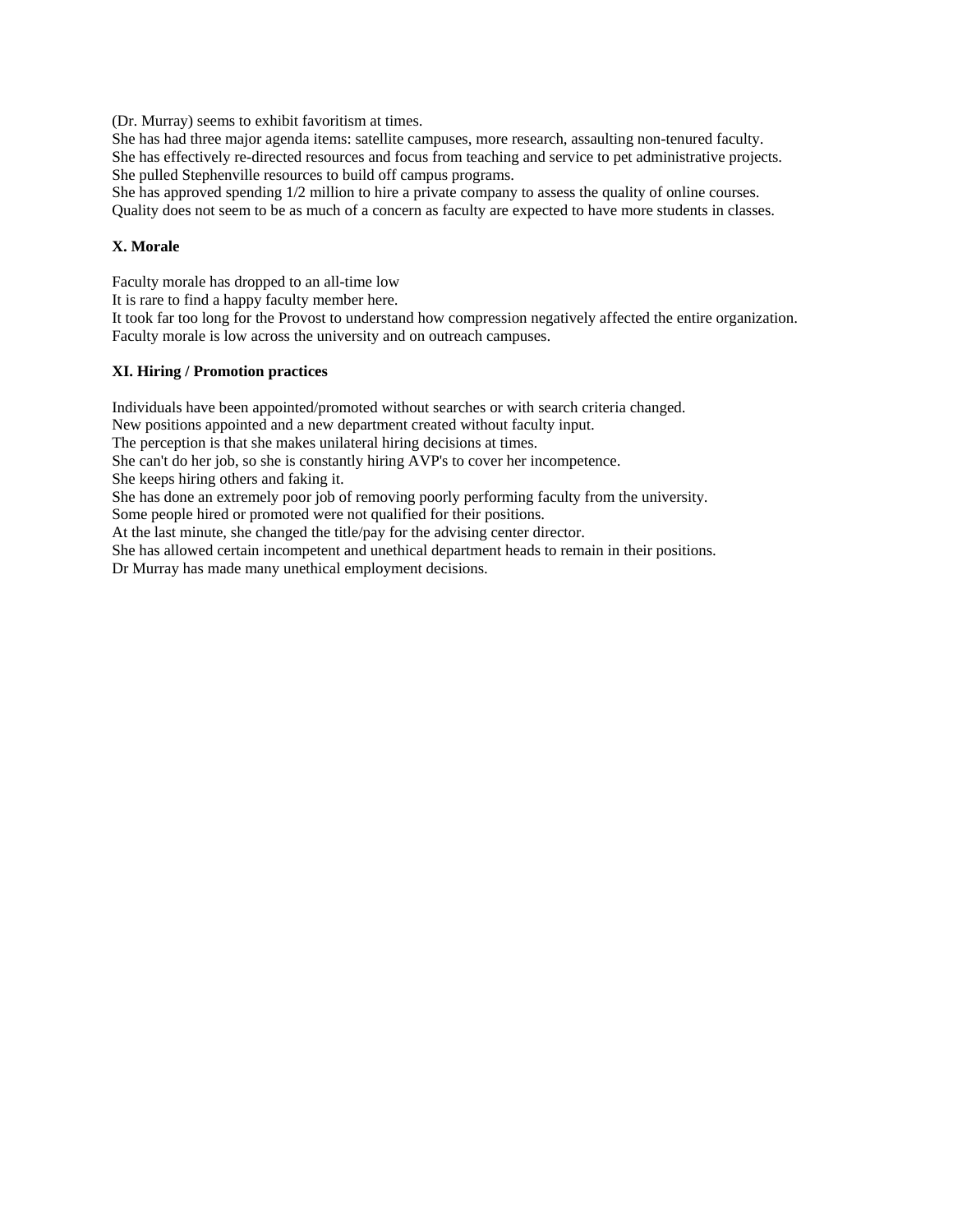(Dr. Murray) seems to exhibit favoritism at times.
She has had three major agenda items: satellite campuses, more research, assaulting non-tenured faculty.
She has effectively re-directed resources and focus from teaching and service to pet administrative projects.
She pulled Stephenville resources to build off campus programs.
She has approved spending 1/2 million to hire a private company to assess the quality of online courses.
Quality does not seem to be as much of a concern as faculty are expected to have more students in classes.

**X. Morale**

Faculty morale has dropped to an all-time low
It is rare to find a happy faculty member here.
It took far too long for the Provost to understand how compression negatively affected the entire organization.
Faculty morale is low across the university and on outreach campuses.

**XI. Hiring / Promotion practices**

Individuals have been appointed/promoted without searches or with search criteria changed.
New positions appointed and a new department created without faculty input.
The perception is that she makes unilateral hiring decisions at times.
She can't do her job, so she is constantly hiring AVP's to cover her incompetence.
She keeps hiring others and faking it.
She has done an extremely poor job of removing poorly performing faculty from the university.
Some people hired or promoted were not qualified for their positions.
At the last minute, she changed the title/pay for the advising center director.
She has allowed certain incompetent and unethical department heads to remain in their positions.
Dr Murray has made many unethical employment decisions.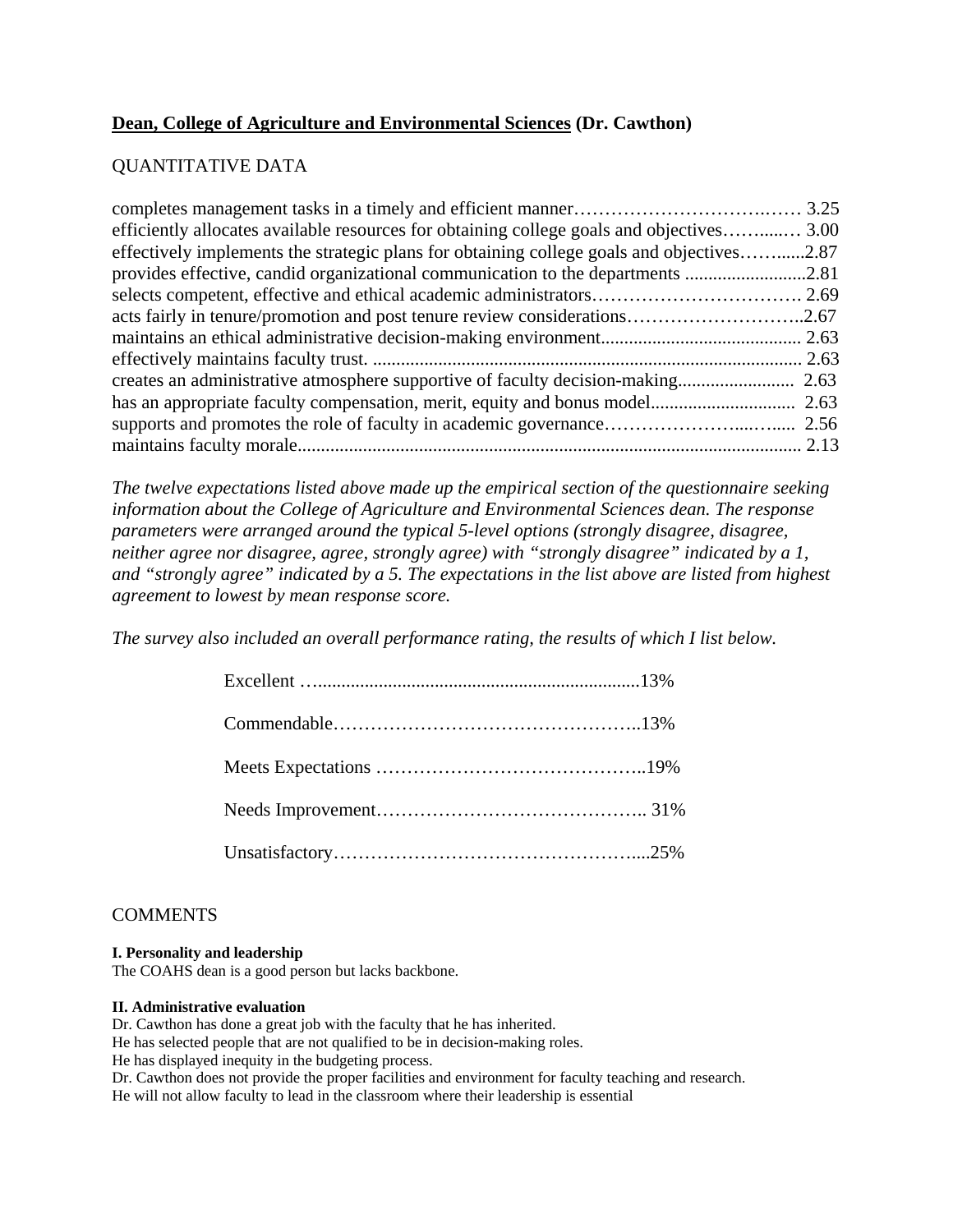**<u>Dean, College of Agriculture and Environmental Sciences</u> (Dr. Cawthon)**

QUANTITATIVE DATA

| Expectation | Mean |
|---|---|
| completes management tasks in a timely and efficient manner | 3.25 |
| efficiently allocates available resources for obtaining college goals and objectives | 3.00 |
| effectively implements the strategic plans for obtaining college goals and objectives | 2.87 |
| provides effective, candid organizational communication to the departments | 2.81 |
| selects competent, effective and ethical academic administrators | 2.69 |
| acts fairly in tenure/promotion and post tenure review considerations | 2.67 |
| maintains an ethical administrative decision-making environment | 2.63 |
| effectively maintains faculty trust. | 2.63 |
| creates an administrative atmosphere supportive of faculty decision-making | 2.63 |
| has an appropriate faculty compensation, merit, equity and bonus model | 2.63 |
| supports and promotes the role of faculty in academic governance | 2.56 |
| maintains faculty morale | 2.13 |

*The twelve expectations listed above made up the empirical section of the questionnaire seeking information about the College of Agriculture and Environmental Sciences dean. The response parameters were arranged around the typical 5-level options (strongly disagree, disagree, neither agree nor disagree, agree, strongly agree) with "strongly disagree" indicated by a 1, and "strongly agree" indicated by a 5. The expectations in the list above are listed from highest agreement to lowest by mean response score.*

*The survey also included an overall performance rating, the results of which I list below.*

| Rating | Percent |
|---|---|
| Excellent | 13% |
| Commendable | 13% |
| Meets Expectations | 19% |
| Needs Improvement | 31% |
| Unsatisfactory | 25% |

COMMENTS

**I. Personality and leadership**

The COAHS dean is a good person but lacks backbone.

**II. Administrative evaluation**

Dr. Cawthon has done a great job with the faculty that he has inherited.
He has selected people that are not qualified to be in decision-making roles.
He has displayed inequity in the budgeting process.
Dr. Cawthon does not provide the proper facilities and environment for faculty teaching and research.
He will not allow faculty to lead in the classroom where their leadership is essential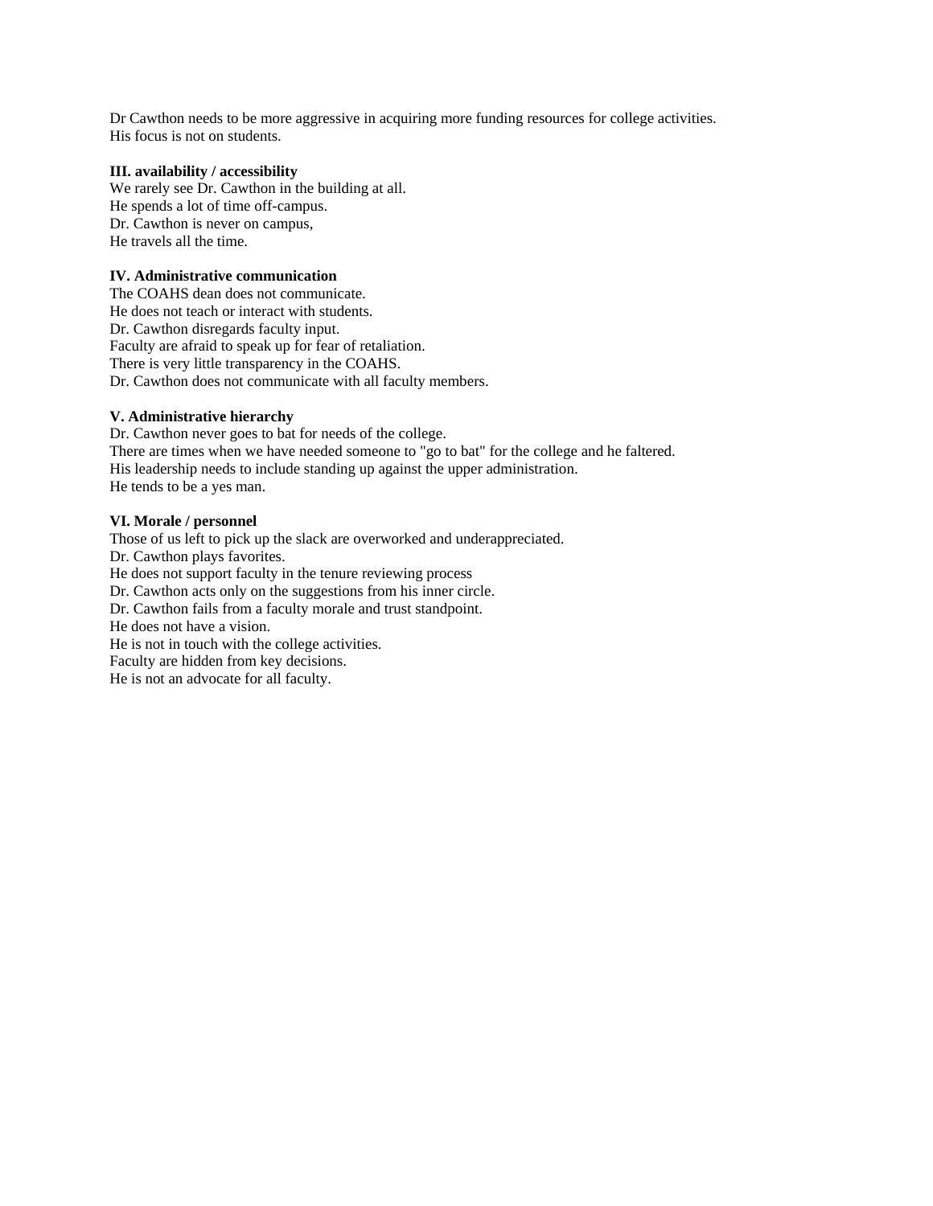Dr Cawthon needs to be more aggressive in acquiring more funding resources for college activities.
His focus is not on students.

**III. availability / accessibility**
We rarely see Dr. Cawthon in the building at all.
He spends a lot of time off-campus.
Dr. Cawthon is never on campus,
He travels all the time.

**IV. Administrative communication**
The COAHS dean does not communicate.
He does not teach or interact with students.
Dr. Cawthon disregards faculty input.
Faculty are afraid to speak up for fear of retaliation.
There is very little transparency in the COAHS.
Dr. Cawthon does not communicate with all faculty members.

**V. Administrative hierarchy**
Dr. Cawthon never goes to bat for needs of the college.
There are times when we have needed someone to "go to bat" for the college and he faltered.
His leadership needs to include standing up against the upper administration.
He tends to be a yes man.

**VI. Morale / personnel**
Those of us left to pick up the slack are overworked and underappreciated.
Dr. Cawthon plays favorites.
He does not support faculty in the tenure reviewing process
Dr. Cawthon acts only on the suggestions from his inner circle.
Dr. Cawthon fails from a faculty morale and trust standpoint.
He does not have a vision.
He is not in touch with the college activities.
Faculty are hidden from key decisions.
He is not an advocate for all faculty.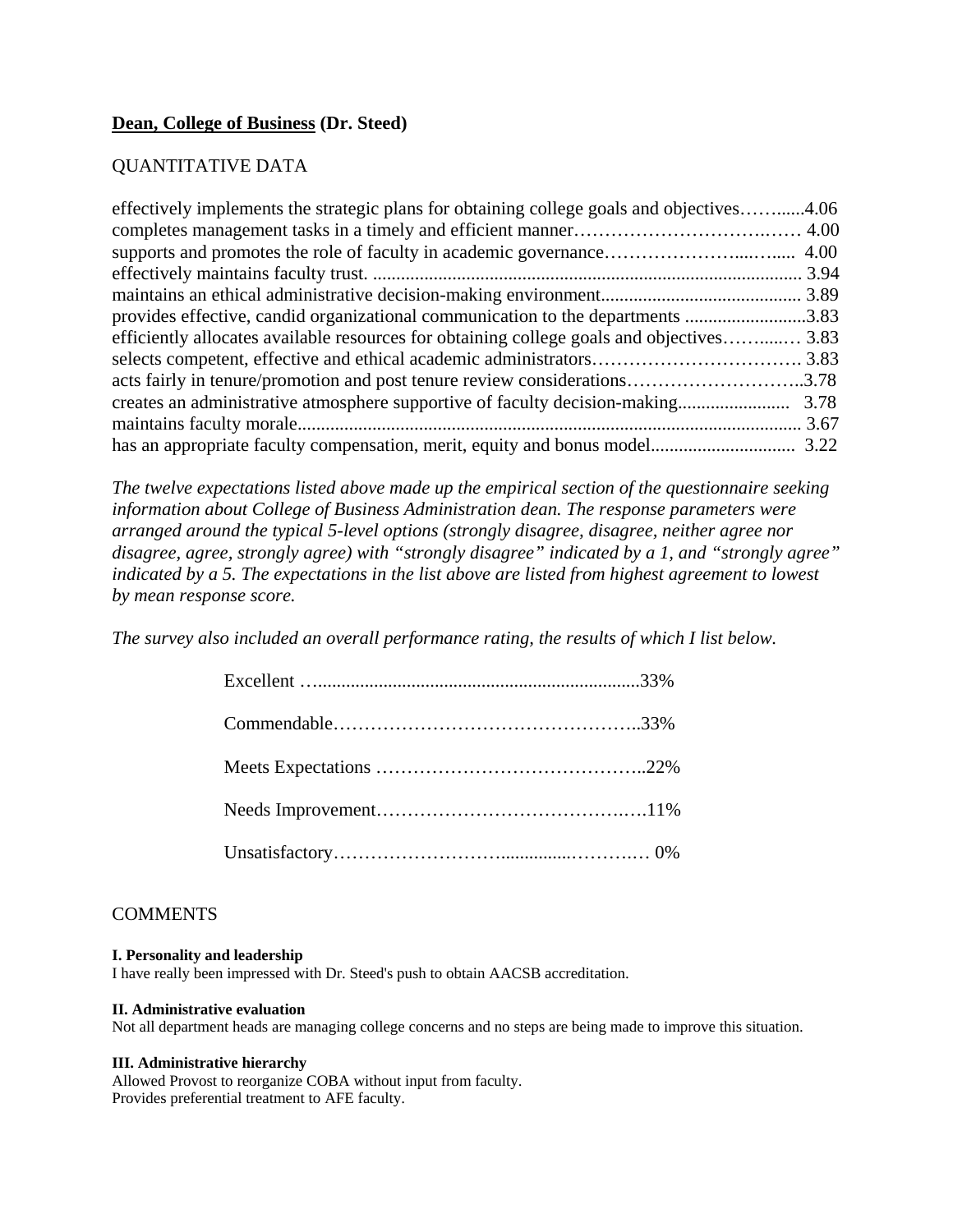**<u>Dean, College of Business</u> (Dr. Steed)**

QUANTITATIVE DATA

| Expectation | Mean |
|---|---|
| effectively implements the strategic plans for obtaining college goals and objectives | 4.06 |
| completes management tasks in a timely and efficient manner | 4.00 |
| supports and promotes the role of faculty in academic governance | 4.00 |
| effectively maintains faculty trust. | 3.94 |
| maintains an ethical administrative decision-making environment | 3.89 |
| provides effective, candid organizational communication to the departments | 3.83 |
| efficiently allocates available resources for obtaining college goals and objectives | 3.83 |
| selects competent, effective and ethical academic administrators | 3.83 |
| acts fairly in tenure/promotion and post tenure review considerations | 3.78 |
| creates an administrative atmosphere supportive of faculty decision-making | 3.78 |
| maintains faculty morale | 3.67 |
| has an appropriate faculty compensation, merit, equity and bonus model | 3.22 |

*The twelve expectations listed above made up the empirical section of the questionnaire seeking information about College of Business Administration dean. The response parameters were arranged around the typical 5-level options (strongly disagree, disagree, neither agree nor disagree, agree, strongly agree) with "strongly disagree" indicated by a 1, and "strongly agree" indicated by a 5. The expectations in the list above are listed from highest agreement to lowest by mean response score.*

*The survey also included an overall performance rating, the results of which I list below.*

| Rating | Percent |
|---|---|
| Excellent | 33% |
| Commendable | 33% |
| Meets Expectations | 22% |
| Needs Improvement | 11% |
| Unsatisfactory | 0% |

COMMENTS

**I. Personality and leadership**
I have really been impressed with Dr. Steed's push to obtain AACSB accreditation.

**II. Administrative evaluation**
Not all department heads are managing college concerns and no steps are being made to improve this situation.

**III. Administrative hierarchy**
Allowed Provost to reorganize COBA without input from faculty.
Provides preferential treatment to AFE faculty.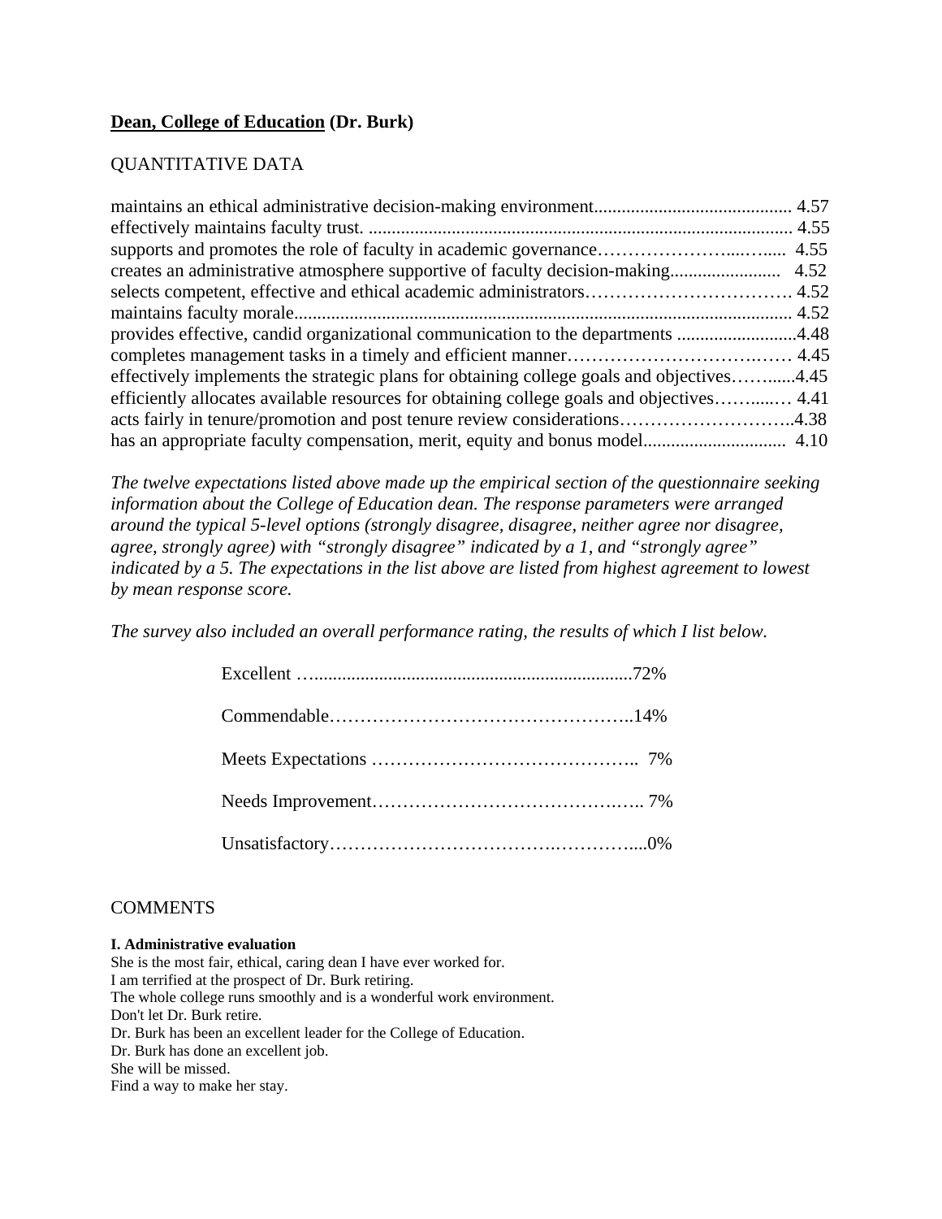**<u>Dean, College of Education</u> (Dr. Burk)**

QUANTITATIVE DATA

| Item | Mean |
|---|---|
| maintains an ethical administrative decision-making environment | 4.57 |
| effectively maintains faculty trust. | 4.55 |
| supports and promotes the role of faculty in academic governance | 4.55 |
| creates an administrative atmosphere supportive of faculty decision-making | 4.52 |
| selects competent, effective and ethical academic administrators | 4.52 |
| maintains faculty morale | 4.52 |
| provides effective, candid organizational communication to the departments | 4.48 |
| completes management tasks in a timely and efficient manner | 4.45 |
| effectively implements the strategic plans for obtaining college goals and objectives | 4.45 |
| efficiently allocates available resources for obtaining college goals and objectives | 4.41 |
| acts fairly in tenure/promotion and post tenure review considerations | 4.38 |
| has an appropriate faculty compensation, merit, equity and bonus model | 4.10 |

*The twelve expectations listed above made up the empirical section of the questionnaire seeking information about the College of Education dean. The response parameters were arranged around the typical 5-level options (strongly disagree, disagree, neither agree nor disagree, agree, strongly agree) with "strongly disagree" indicated by a 1, and "strongly agree" indicated by a 5. The expectations in the list above are listed from highest agreement to lowest by mean response score.*

*The survey also included an overall performance rating, the results of which I list below.*

| Rating | Percent |
|---|---|
| Excellent | 72% |
| Commendable | 14% |
| Meets Expectations | 7% |
| Needs Improvement | 7% |
| Unsatisfactory | 0% |

COMMENTS

**I. Administrative evaluation**

She is the most fair, ethical, caring dean I have ever worked for.
I am terrified at the prospect of Dr. Burk retiring.
The whole college runs smoothly and is a wonderful work environment.
Don't let Dr. Burk retire.
Dr. Burk has been an excellent leader for the College of Education.
Dr. Burk has done an excellent job.
She will be missed.
Find a way to make her stay.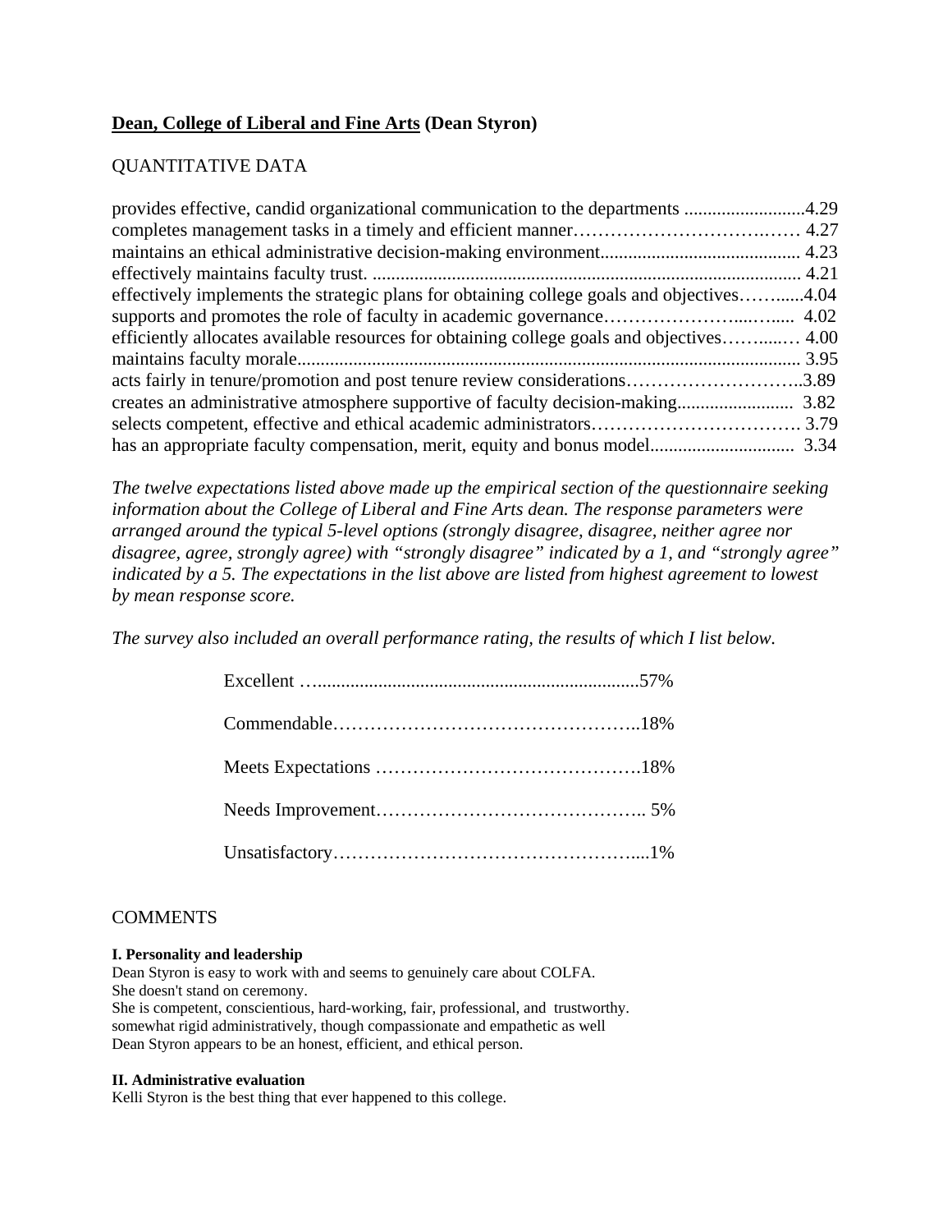**<u>Dean, College of Liberal and Fine Arts</u> (Dean Styron)**

QUANTITATIVE DATA

| Expectation | Score |
|---|---|
| provides effective, candid organizational communication to the departments | 4.29 |
| completes management tasks in a timely and efficient manner | 4.27 |
| maintains an ethical administrative decision-making environment | 4.23 |
| effectively maintains faculty trust. | 4.21 |
| effectively implements the strategic plans for obtaining college goals and objectives | 4.04 |
| supports and promotes the role of faculty in academic governance | 4.02 |
| efficiently allocates available resources for obtaining college goals and objectives | 4.00 |
| maintains faculty morale | 3.95 |
| acts fairly in tenure/promotion and post tenure review considerations | 3.89 |
| creates an administrative atmosphere supportive of faculty decision-making | 3.82 |
| selects competent, effective and ethical academic administrators | 3.79 |
| has an appropriate faculty compensation, merit, equity and bonus model | 3.34 |

*The twelve expectations listed above made up the empirical section of the questionnaire seeking information about the College of Liberal and Fine Arts dean. The response parameters were arranged around the typical 5-level options (strongly disagree, disagree, neither agree nor disagree, agree, strongly agree) with "strongly disagree" indicated by a 1, and "strongly agree" indicated by a 5. The expectations in the list above are listed from highest agreement to lowest by mean response score.*

*The survey also included an overall performance rating, the results of which I list below.*

| Rating | Percent |
|---|---|
| Excellent | 57% |
| Commendable | 18% |
| Meets Expectations | 18% |
| Needs Improvement | 5% |
| Unsatisfactory | 1% |

COMMENTS

**I. Personality and leadership**

Dean Styron is easy to work with and seems to genuinely care about COLFA.
She doesn't stand on ceremony.
She is competent, conscientious, hard-working, fair, professional, and trustworthy.
somewhat rigid administratively, though compassionate and empathetic as well
Dean Styron appears to be an honest, efficient, and ethical person.

**II. Administrative evaluation**

Kelli Styron is the best thing that ever happened to this college.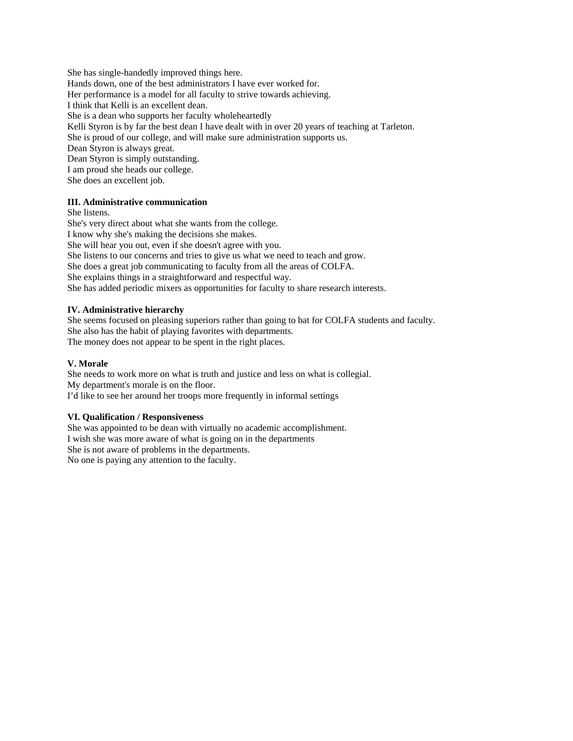She has single-handedly improved things here.
Hands down, one of the best administrators I have ever worked for.
Her performance is a model for all faculty to strive towards achieving.
I think that Kelli is an excellent dean.
She is a dean who supports her faculty wholeheartedly
Kelli Styron is by far the best dean I have dealt with in over 20 years of teaching at Tarleton.
She is proud of our college, and will make sure administration supports us.
Dean Styron is always great.
Dean Styron is simply outstanding.
I am proud she heads our college.
She does an excellent job.

**III. Administrative communication**

She listens.
She's very direct about what she wants from the college.
I know why she's making the decisions she makes.
She will hear you out, even if she doesn't agree with you.
She listens to our concerns and tries to give us what we need to teach and grow.
She does a great job communicating to faculty from all the areas of COLFA.
She explains things in a straightforward and respectful way.
She has added periodic mixers as opportunities for faculty to share research interests.

**IV. Administrative hierarchy**

She seems focused on pleasing superiors rather than going to bat for COLFA students and faculty.
She also has the habit of playing favorites with departments.
The money does not appear to be spent in the right places.

**V. Morale**

She needs to work more on what is truth and justice and less on what is collegial.
My department's morale is on the floor.
I'd like to see her around her troops more frequently in informal settings

**VI. Qualification / Responsiveness**

She was appointed to be dean with virtually no academic accomplishment.
I wish she was more aware of what is going on in the departments
She is not aware of problems in the departments.
No one is paying any attention to the faculty.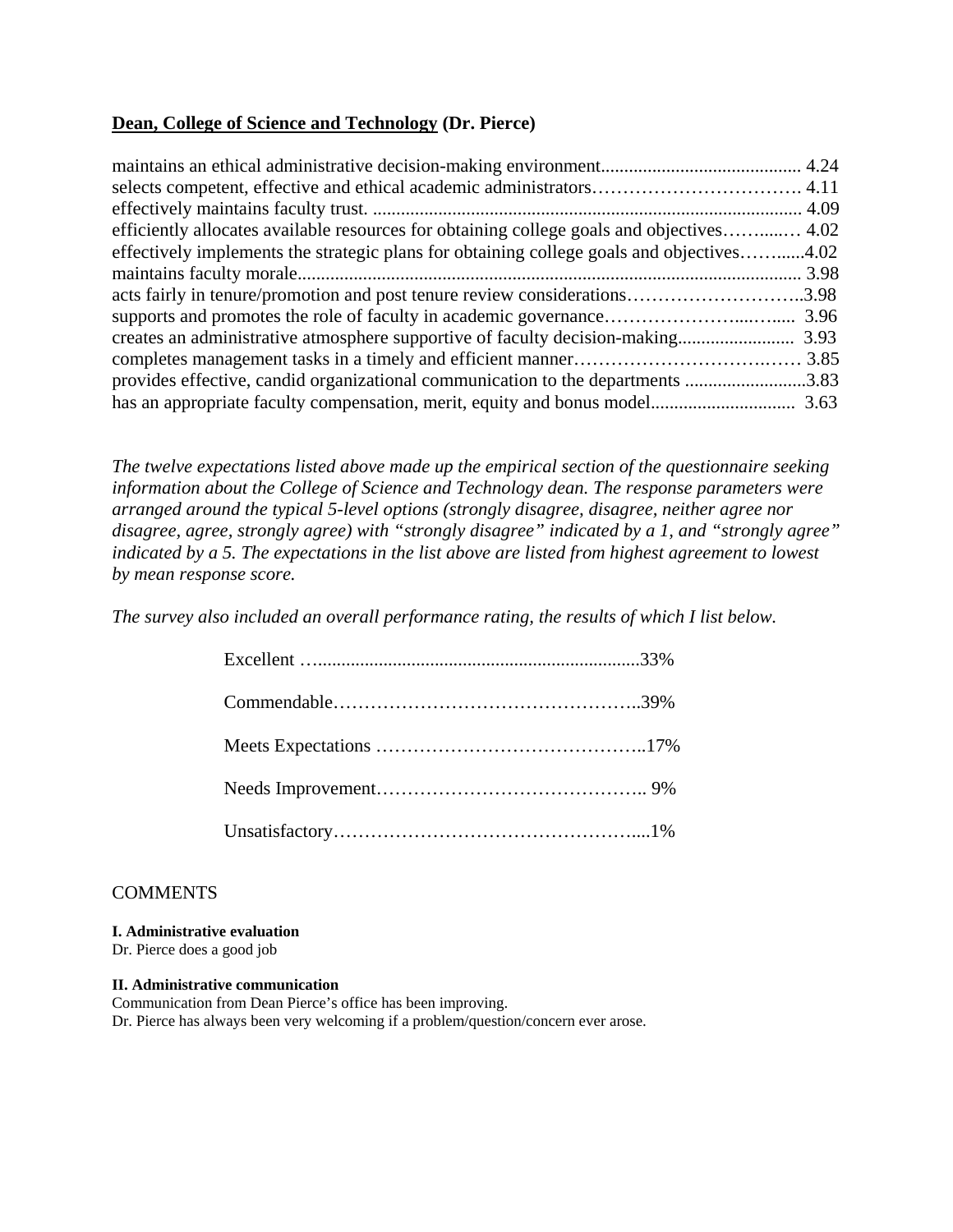**<u>Dean, College of Science and Technology</u> (Dr. Pierce)**

maintains an ethical administrative decision-making environment........................................... 4.24
selects competent, effective and ethical academic administrators……………………………. 4.11
effectively maintains faculty trust. ........................................................................................... 4.09
efficiently allocates available resources for obtaining college goals and objectives……....… 4.02
effectively implements the strategic plans for obtaining college goals and objectives……......4.02
maintains faculty morale........................................................................................................... 3.98
acts fairly in tenure/promotion and post tenure review considerations………………………..3.98
supports and promotes the role of faculty in academic governance…………………...…..... 3.96
creates an administrative atmosphere supportive of faculty decision-making......................... 3.93
completes management tasks in a timely and efficient manner………………………….…… 3.85
provides effective, candid organizational communication to the departments ..........................3.83
has an appropriate faculty compensation, merit, equity and bonus model............................... 3.63

*The twelve expectations listed above made up the empirical section of the questionnaire seeking information about the College of Science and Technology dean. The response parameters were arranged around the typical 5-level options (strongly disagree, disagree, neither agree nor disagree, agree, strongly agree) with "strongly disagree" indicated by a 1, and "strongly agree" indicated by a 5. The expectations in the list above are listed from highest agreement to lowest by mean response score.*

*The survey also included an overall performance rating, the results of which I list below.*

Excellent …....................................................................33%

Commendable………………………………………..39%

Meets Expectations ……………………………………..17%

Needs Improvement……………………………………. 9%

Unsatisfactory…………………………………………....1%

COMMENTS

**I. Administrative evaluation**
Dr. Pierce does a good job

**II. Administrative communication**
Communication from Dean Pierce's office has been improving.
Dr. Pierce has always been very welcoming if a problem/question/concern ever arose.